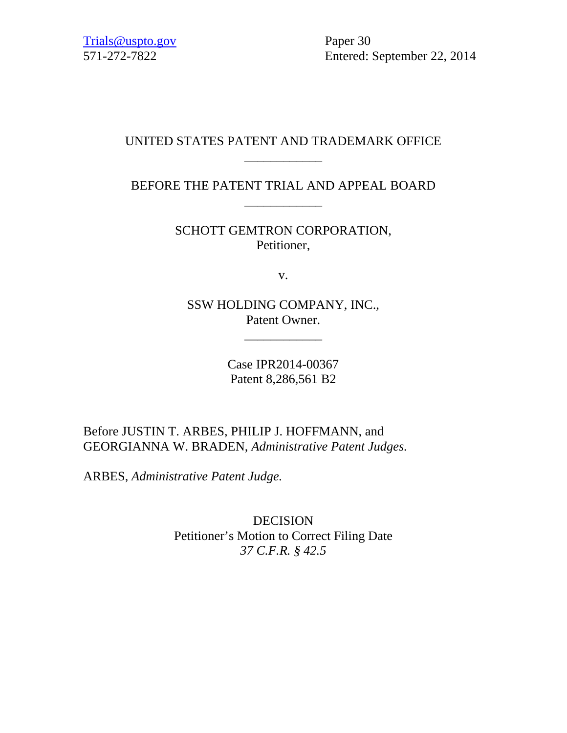Trials@uspto.gov
571-272-7822

Paper 30
Entered: September 22, 2014

UNITED STATES PATENT AND TRADEMARK OFFICE

\_\_\_\_\_\_\_\_\_\_\_\_

BEFORE THE PATENT TRIAL AND APPEAL BOARD

\_\_\_\_\_\_\_\_\_\_\_\_

SCHOTT GEMTRON CORPORATION,
Petitioner,

v.

SSW HOLDING COMPANY, INC.,
Patent Owner.

\_\_\_\_\_\_\_\_\_\_\_\_

Case IPR2014-00367
Patent 8,286,561 B2

Before JUSTIN T. ARBES, PHILIP J. HOFFMANN, and GEORGIANNA W. BRADEN, *Administrative Patent Judges.*

ARBES, *Administrative Patent Judge.*

DECISION
Petitioner's Motion to Correct Filing Date
*37 C.F.R. § 42.5*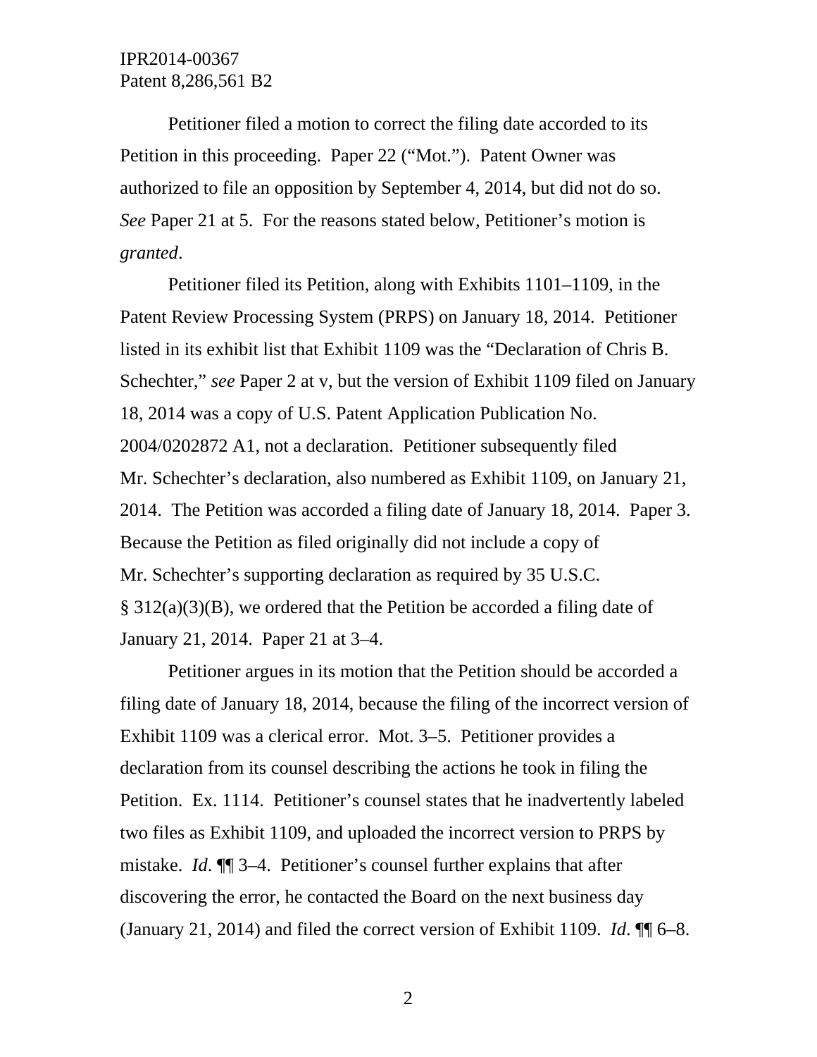Petitioner filed a motion to correct the filing date accorded to its Petition in this proceeding. Paper 22 ("Mot."). Patent Owner was authorized to file an opposition by September 4, 2014, but did not do so. *See* Paper 21 at 5. For the reasons stated below, Petitioner's motion is *granted*.

Petitioner filed its Petition, along with Exhibits 1101–1109, in the Patent Review Processing System (PRPS) on January 18, 2014. Petitioner listed in its exhibit list that Exhibit 1109 was the "Declaration of Chris B. Schechter," *see* Paper 2 at v, but the version of Exhibit 1109 filed on January 18, 2014 was a copy of U.S. Patent Application Publication No. 2004/0202872 A1, not a declaration. Petitioner subsequently filed Mr. Schechter's declaration, also numbered as Exhibit 1109, on January 21, 2014. The Petition was accorded a filing date of January 18, 2014. Paper 3. Because the Petition as filed originally did not include a copy of Mr. Schechter's supporting declaration as required by 35 U.S.C. § 312(a)(3)(B), we ordered that the Petition be accorded a filing date of January 21, 2014. Paper 21 at 3–4.

Petitioner argues in its motion that the Petition should be accorded a filing date of January 18, 2014, because the filing of the incorrect version of Exhibit 1109 was a clerical error. Mot. 3–5. Petitioner provides a declaration from its counsel describing the actions he took in filing the Petition. Ex. 1114. Petitioner's counsel states that he inadvertently labeled two files as Exhibit 1109, and uploaded the incorrect version to PRPS by mistake. *Id*. ¶¶ 3–4. Petitioner's counsel further explains that after discovering the error, he contacted the Board on the next business day (January 21, 2014) and filed the correct version of Exhibit 1109. *Id*. ¶¶ 6–8.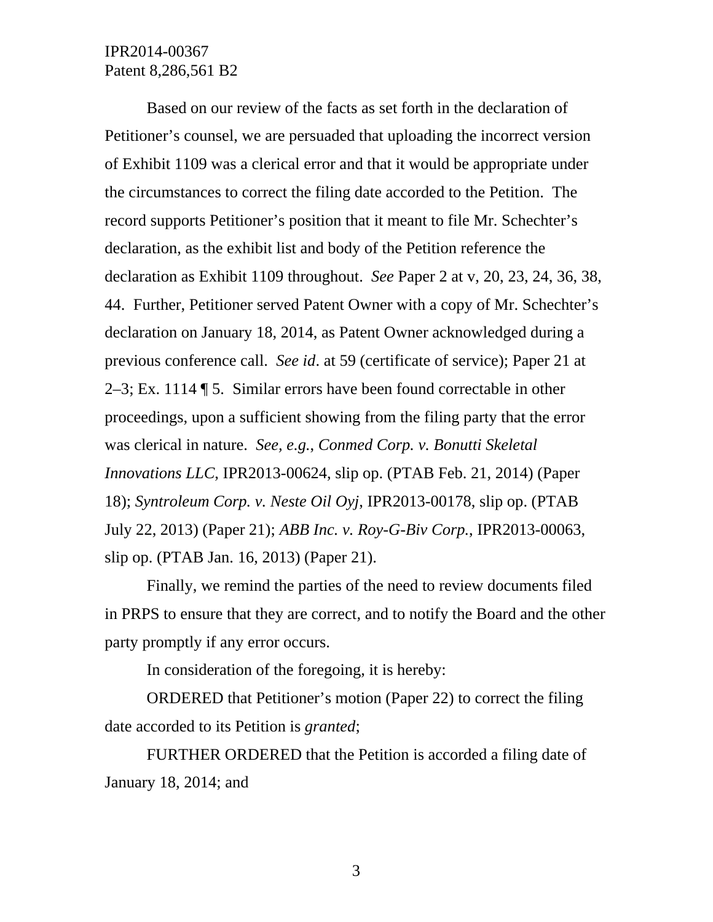Based on our review of the facts as set forth in the declaration of Petitioner's counsel, we are persuaded that uploading the incorrect version of Exhibit 1109 was a clerical error and that it would be appropriate under the circumstances to correct the filing date accorded to the Petition. The record supports Petitioner's position that it meant to file Mr. Schechter's declaration, as the exhibit list and body of the Petition reference the declaration as Exhibit 1109 throughout. *See* Paper 2 at v, 20, 23, 24, 36, 38, 44. Further, Petitioner served Patent Owner with a copy of Mr. Schechter's declaration on January 18, 2014, as Patent Owner acknowledged during a previous conference call. *See id*. at 59 (certificate of service); Paper 21 at 2–3; Ex. 1114 ¶ 5. Similar errors have been found correctable in other proceedings, upon a sufficient showing from the filing party that the error was clerical in nature. *See, e.g.*, *Conmed Corp. v. Bonutti Skeletal Innovations LLC*, IPR2013-00624, slip op. (PTAB Feb. 21, 2014) (Paper 18); *Syntroleum Corp. v. Neste Oil Oyj*, IPR2013-00178, slip op. (PTAB July 22, 2013) (Paper 21); *ABB Inc. v. Roy-G-Biv Corp.*, IPR2013-00063, slip op. (PTAB Jan. 16, 2013) (Paper 21).

Finally, we remind the parties of the need to review documents filed in PRPS to ensure that they are correct, and to notify the Board and the other party promptly if any error occurs.

In consideration of the foregoing, it is hereby:

ORDERED that Petitioner's motion (Paper 22) to correct the filing date accorded to its Petition is *granted*;

FURTHER ORDERED that the Petition is accorded a filing date of January 18, 2014; and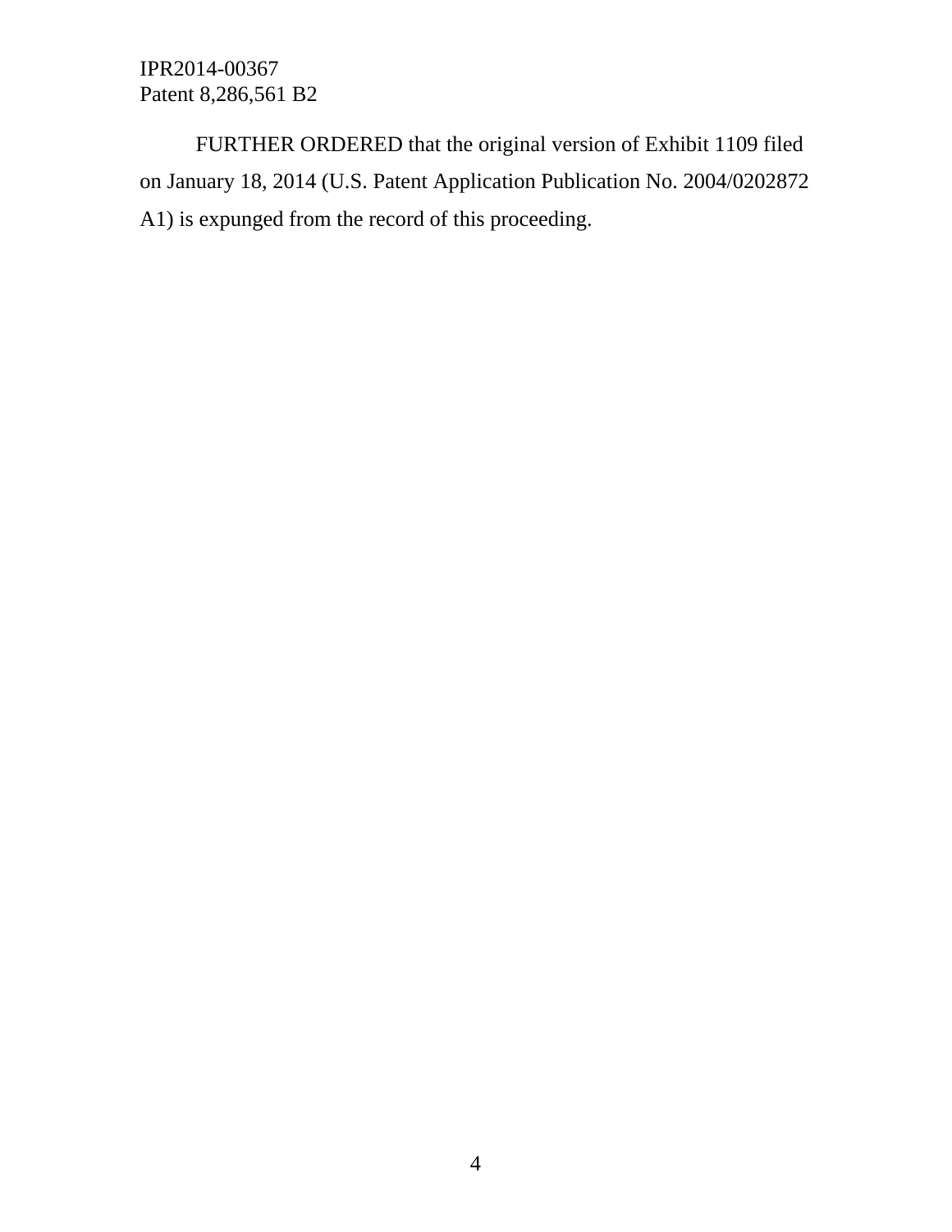FURTHER ORDERED that the original version of Exhibit 1109 filed on January 18, 2014 (U.S. Patent Application Publication No. 2004/0202872 A1) is expunged from the record of this proceeding.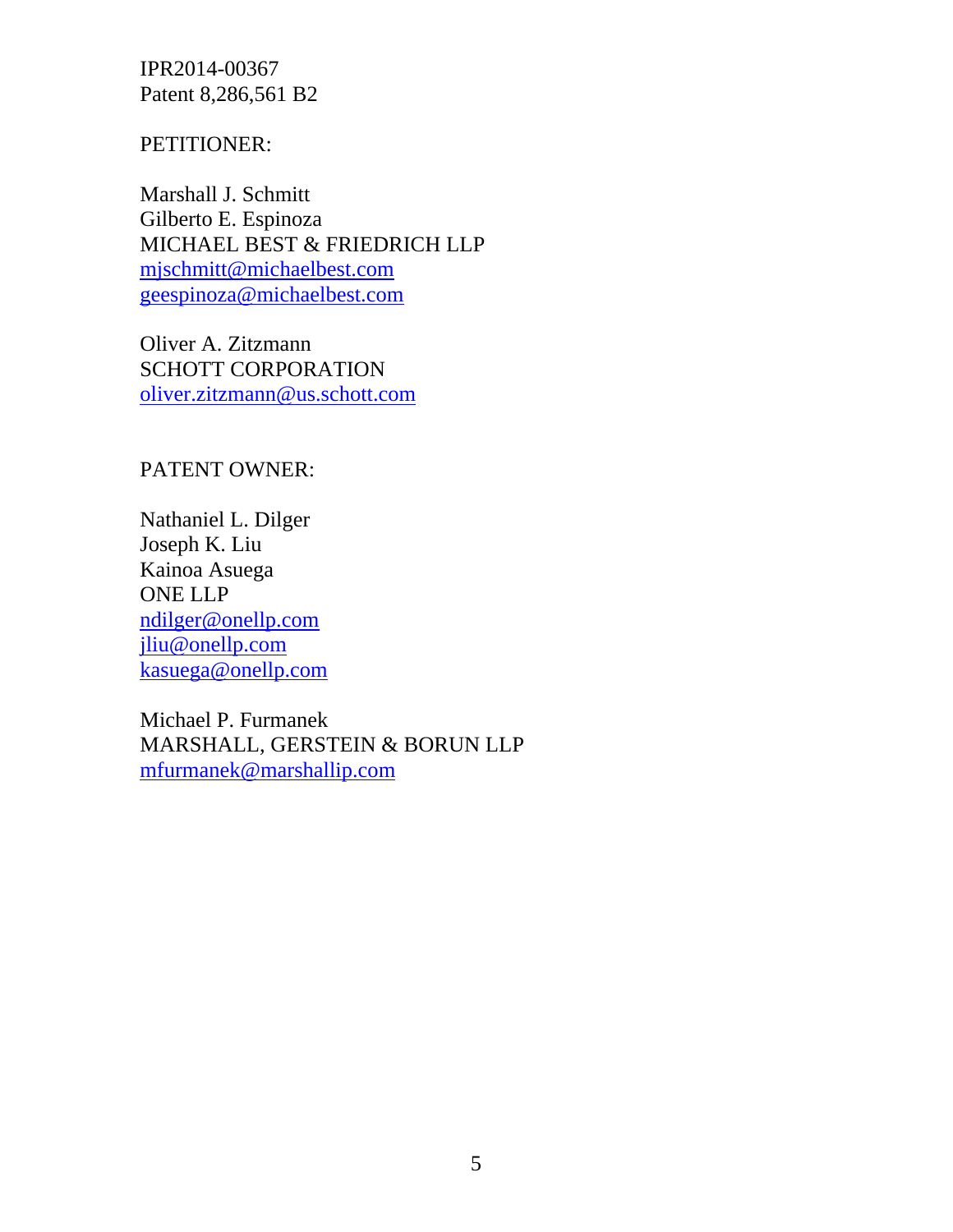IPR2014-00367
Patent 8,286,561 B2

PETITIONER:

Marshall J. Schmitt
Gilberto E. Espinoza
MICHAEL BEST & FRIEDRICH LLP
mjschmitt@michaelbest.com
geespinoza@michaelbest.com

Oliver A. Zitzmann
SCHOTT CORPORATION
oliver.zitzmann@us.schott.com

PATENT OWNER:

Nathaniel L. Dilger
Joseph K. Liu
Kainoa Asuega
ONE LLP
ndilger@onellp.com
jliu@onellp.com
kasuega@onellp.com

Michael P. Furmanek
MARSHALL, GERSTEIN & BORUN LLP
mfurmanek@marshallip.com